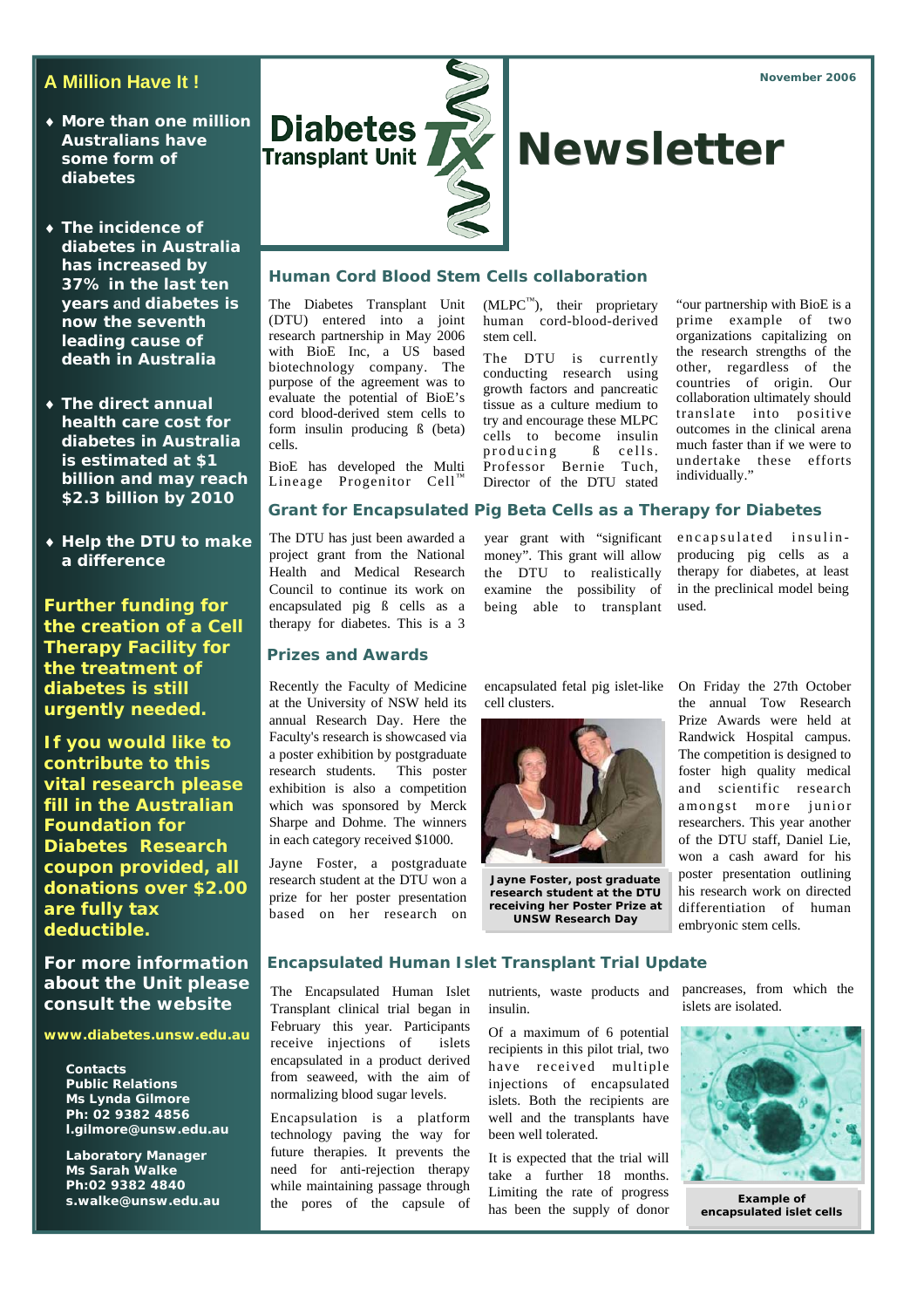November 2006

# Diabetes Transplant Unit Newsletter

## A Million Have It !

- More than one million Australians have some form of diabetes
- The incidence of diabetes in Australia has increased by 37% in the last ten years and diabetes is now the seventh leading cause of death in Australia
- The direct annual health care cost for diabetes in Australia is estimated at $1 billion and may reach $2.3 billion by 2010
- Help the DTU to make a difference

**Further funding for the creation of a Cell Therapy Facility for the treatment of diabetes is still urgently needed.**

**If you would like to contribute to this vital research please fill in the Australian Foundation for Diabetes Research coupon provided, all donations over $2.00 are fully tax deductible.**

**For more information about the Unit please consult the website**

**www.diabetes.unsw.edu.au**

**Contacts**
**Public Relations**
**Ms Lynda Gilmore**
**Ph: 02 9382 4856**
**l.gilmore@unsw.edu.au**

**Laboratory Manager**
**Ms Sarah Walke**
**Ph:02 9382 4840**
**s.walke@unsw.edu.au**

## Human Cord Blood Stem Cells collaboration

The Diabetes Transplant Unit (DTU) entered into a joint research partnership in May 2006 with BioE Inc, a US based biotechnology company. The purpose of the agreement was to evaluate the potential of BioE's cord blood-derived stem cells to form insulin producing ß (beta) cells.

BioE has developed the Multi Lineage Progenitor Cell™ (MLPC™), their proprietary human cord-blood-derived stem cell.

The DTU is currently conducting research using growth factors and pancreatic tissue as a culture medium to try and encourage these MLPC cells to become insulin producing ß cells. Professor Bernie Tuch, Director of the DTU stated "our partnership with BioE is a prime example of two organizations capitalizing on the research strengths of the other, regardless of the countries of origin. Our collaboration ultimately should translate into positive outcomes in the clinical arena much faster than if we were to undertake these efforts individually."

## Grant for Encapsulated Pig Beta Cells as a Therapy for Diabetes

The DTU has just been awarded a project grant from the National Health and Medical Research Council to continue its work on encapsulated pig ß cells as a therapy for diabetes. This is a 3 year grant with "significant money". This grant will allow the DTU to realistically examine the possibility of being able to transplant encapsulated insulin-producing pig cells as a therapy for diabetes, at least in the preclinical model being used.

## Prizes and Awards

Recently the Faculty of Medicine at the University of NSW held its annual Research Day. Here the Faculty's research is showcased via a poster exhibition by postgraduate research students. This poster exhibition is also a competition which was sponsored by Merck Sharpe and Dohme. The winners in each category received $1000.

Jayne Foster, a postgraduate research student at the DTU won a prize for her poster presentation based on her research on encapsulated fetal pig islet-like cell clusters.

**Jayne Foster, post graduate research student at the DTU receiving her Poster Prize at UNSW Research Day**

On Friday the 27th October the annual Tow Research Prize Awards were held at Randwick Hospital campus. The competition is designed to foster high quality medical and scientific research amongst more junior researchers. This year another of the DTU staff, Daniel Lie, won a cash award for his poster presentation outlining his research work on directed differentiation of human embryonic stem cells.

## Encapsulated Human Islet Transplant Trial Update

The Encapsulated Human Islet Transplant clinical trial began in February this year. Participants receive injections of islets encapsulated in a product derived from seaweed, with the aim of normalizing blood sugar levels.

Encapsulation is a platform technology paving the way for future therapies. It prevents the need for anti-rejection therapy while maintaining passage through the pores of the capsule of nutrients, waste products and insulin.

Of a maximum of 6 potential recipients in this pilot trial, two have received multiple injections of encapsulated islets. Both the recipients are well and the transplants have been well tolerated.

It is expected that the trial will take a further 18 months. Limiting the rate of progress has been the supply of donor pancreases, from which the islets are isolated.

**Example of encapsulated islet cells**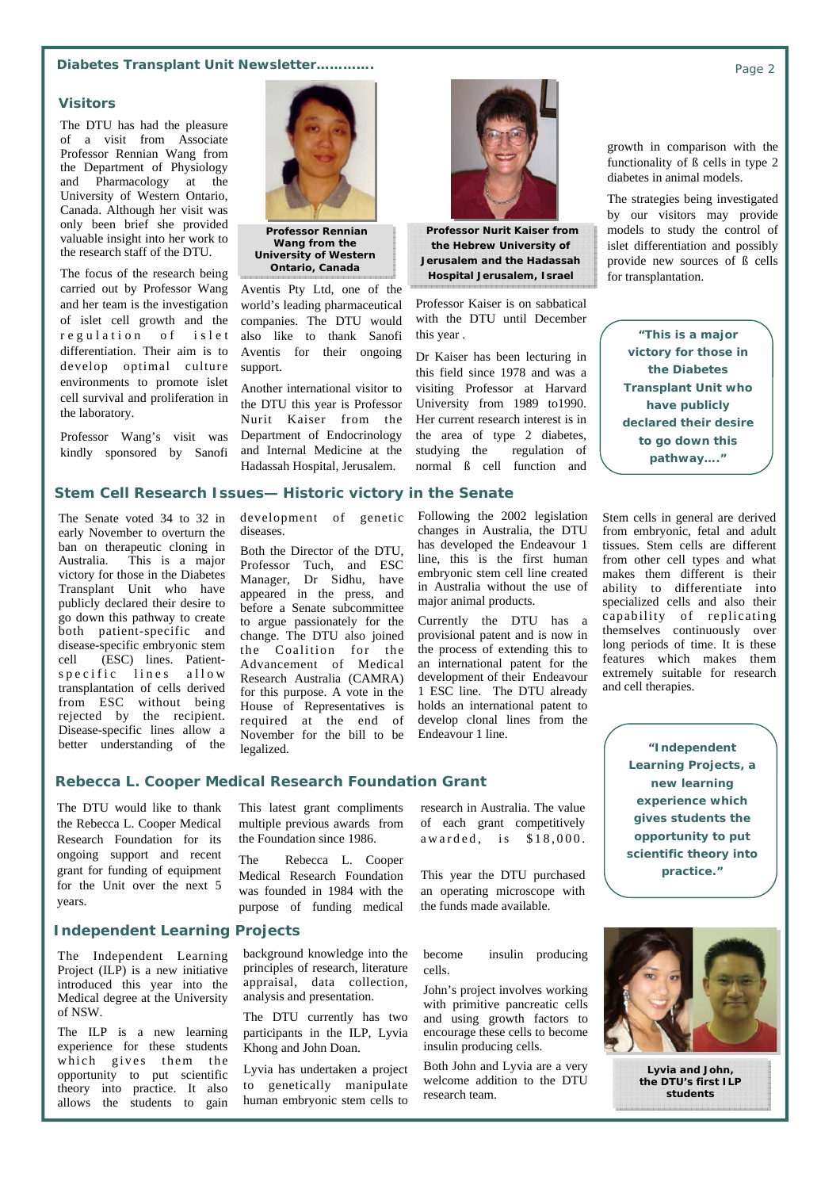## Visitors

The DTU has had the pleasure of a visit from Associate Professor Rennian Wang from the Department of Physiology and Pharmacology at the University of Western Ontario, Canada. Although her visit was only been brief she provided valuable insight into her work to the research staff of the DTU.

The focus of the research being carried out by Professor Wang and her team is the investigation of islet cell growth and the regulation of islet differentiation. Their aim is to develop optimal culture environments to promote islet cell survival and proliferation in the laboratory.

Professor Wang's visit was kindly sponsored by Sanofi Aventis Pty Ltd, one of the world's leading pharmaceutical companies. The DTU would also like to thank Sanofi Aventis for their ongoing support.

**Professor Rennian Wang from the University of Western Ontario, Canada**

Another international visitor to the DTU this year is Professor Nurit Kaiser from the Department of Endocrinology and Internal Medicine at the Hadassah Hospital, Jerusalem.

**Professor Nurit Kaiser from the Hebrew University of Jerusalem and the Hadassah Hospital Jerusalem, Israel**

Professor Kaiser is on sabbatical with the DTU until December this year .

Dr Kaiser has been lecturing in this field since 1978 and was a visiting Professor at Harvard University from 1989 to1990. Her current research interest is in the area of type 2 diabetes, studying the regulation of normal ß cell function and growth in comparison with the functionality of ß cells in type 2 diabetes in animal models.

The strategies being investigated by our visitors may provide models to study the control of islet differentiation and possibly provide new sources of ß cells for transplantation.

**"This is a major victory for those in the Diabetes Transplant Unit who have publicly declared their desire to go down this pathway…."**

## Stem Cell Research Issues— Historic victory in the Senate

The Senate voted 34 to 32 in early November to overturn the ban on therapeutic cloning in Australia. This is a major victory for those in the Diabetes Transplant Unit who have publicly declared their desire to go down this pathway to create both patient-specific and disease-specific embryonic stem cell (ESC) lines. Patient-specific lines allow transplantation of cells derived from ESC without being rejected by the recipient. Disease-specific lines allow a better understanding of the development of genetic diseases.

Both the Director of the DTU, Professor Tuch, and ESC Manager, Dr Sidhu, have appeared in the press, and before a Senate subcommittee to argue passionately for the change. The DTU also joined the Coalition for the Advancement of Medical Research Australia (CAMRA) for this purpose. A vote in the House of Representatives is required at the end of November for the bill to be legalized.

Following the 2002 legislation changes in Australia, the DTU has developed the Endeavour 1 line, this is the first human embryonic stem cell line created in Australia without the use of major animal products.

Currently the DTU has a provisional patent and is now in the process of extending this to an international patent for the development of their Endeavour 1 ESC line. The DTU already holds an international patent to develop clonal lines from the Endeavour 1 line.

Stem cells in general are derived from embryonic, fetal and adult tissues. Stem cells are different from other cell types and what makes them different is their ability to differentiate into specialized cells and also their capability of replicating themselves continuously over long periods of time. It is these features which makes them extremely suitable for research and cell therapies.

## Rebecca L. Cooper Medical Research Foundation Grant

The DTU would like to thank the Rebecca L. Cooper Medical Research Foundation for its ongoing support and recent grant for funding of equipment for the Unit over the next 5 years.

This latest grant compliments multiple previous awards from the Foundation since 1986.

The Rebecca L. Cooper Medical Research Foundation was founded in 1984 with the purpose of funding medical research in Australia. The value of each grant competitively awarded, is $18,000.

This year the DTU purchased an operating microscope with the funds made available.

**"Independent Learning Projects, a new learning experience which gives students the opportunity to put scientific theory into practice."**

## Independent Learning Projects

The Independent Learning Project (ILP) is a new initiative introduced this year into the Medical degree at the University of NSW.

The ILP is a new learning experience for these students which gives them the opportunity to put scientific theory into practice. It also allows the students to gain background knowledge into the principles of research, literature appraisal, data collection, analysis and presentation.

The DTU currently has two participants in the ILP, Lyvia Khong and John Doan.

Lyvia has undertaken a project to genetically manipulate human embryonic stem cells to become insulin producing cells.

John's project involves working with primitive pancreatic cells and using growth factors to encourage these cells to become insulin producing cells.

Both John and Lyvia are a very welcome addition to the DTU research team.

**Lyvia and John, the DTU's first ILP students**